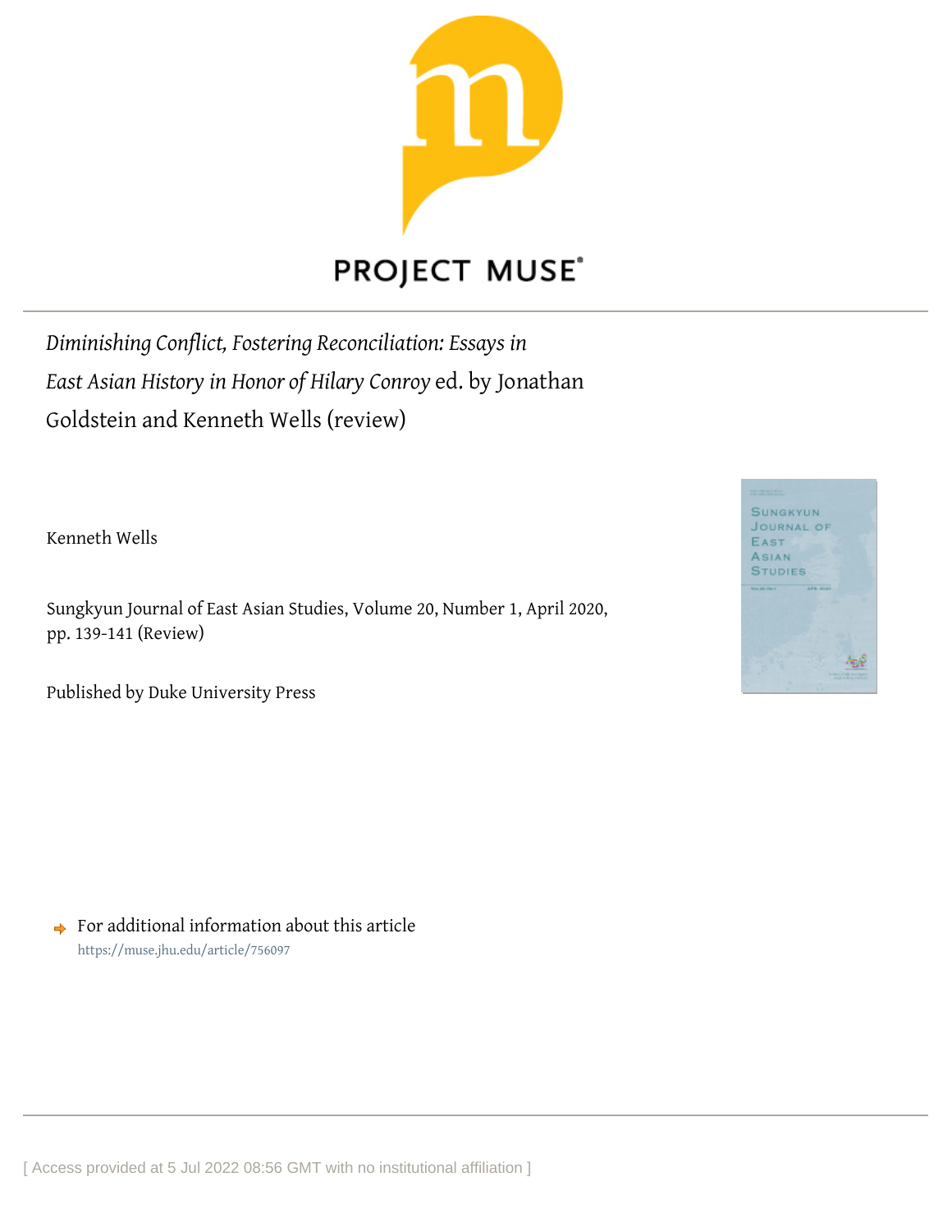*Diminishing Conflict, Fostering Reconciliation: Essays in East Asian History in Honor of Hilary Conroy* ed. by Jonathan Goldstein and Kenneth Wells (review)

Kenneth Wells

Sungkyun Journal of East Asian Studies, Volume 20, Number 1, April 2020, pp. 139-141 (Review)

Published by Duke University Press

For additional information about this article
https://muse.jhu.edu/article/756097

[ Access provided at 5 Jul 2022 08:56 GMT with no institutional affiliation ]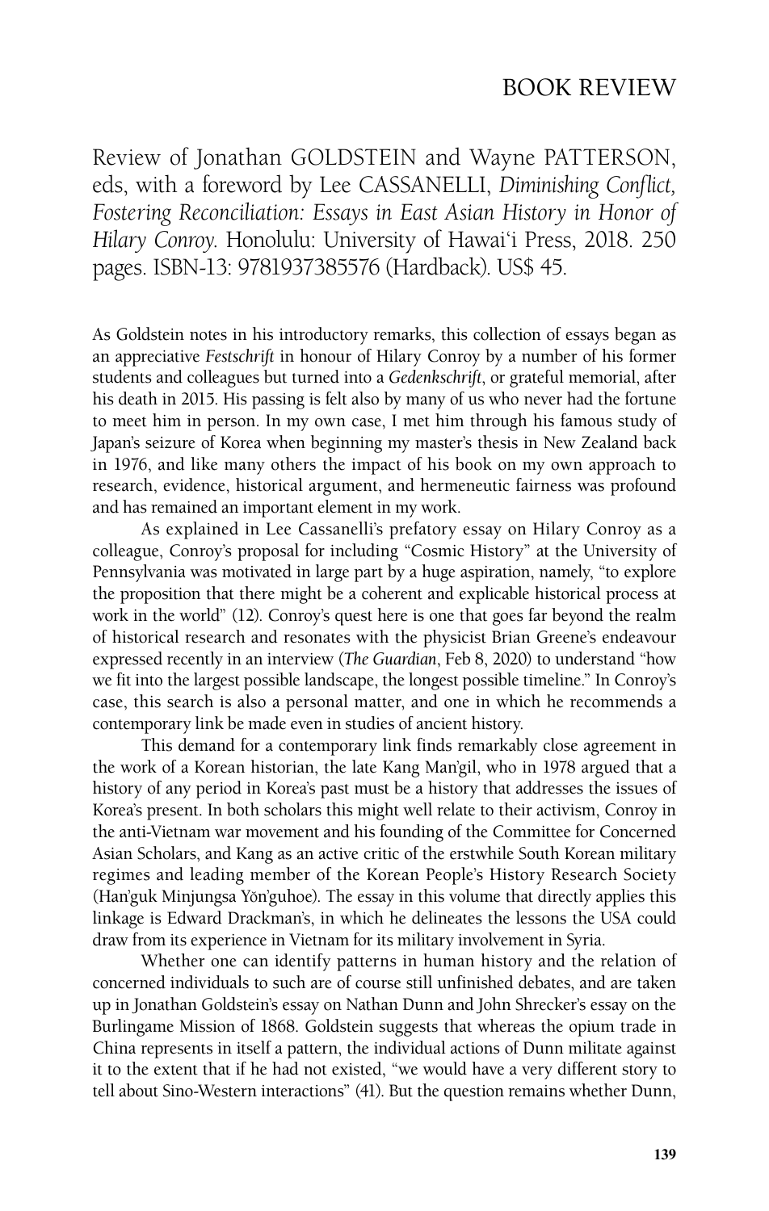# BOOK REVIEW

Review of Jonathan GOLDSTEIN and Wayne PATTERSON, eds, with a foreword by Lee CASSANELLI, *Diminishing Conflict, Fostering Reconciliation: Essays in East Asian History in Honor of Hilary Conroy*. Honolulu: University of Hawai'i Press, 2018. 250 pages. ISBN-13: 9781937385576 (Hardback). US$ 45.

As Goldstein notes in his introductory remarks, this collection of essays began as an appreciative *Festschrift* in honour of Hilary Conroy by a number of his former students and colleagues but turned into a *Gedenkschrift*, or grateful memorial, after his death in 2015. His passing is felt also by many of us who never had the fortune to meet him in person. In my own case, I met him through his famous study of Japan's seizure of Korea when beginning my master's thesis in New Zealand back in 1976, and like many others the impact of his book on my own approach to research, evidence, historical argument, and hermeneutic fairness was profound and has remained an important element in my work.

As explained in Lee Cassanelli's prefatory essay on Hilary Conroy as a colleague, Conroy's proposal for including "Cosmic History" at the University of Pennsylvania was motivated in large part by a huge aspiration, namely, "to explore the proposition that there might be a coherent and explicable historical process at work in the world" (12). Conroy's quest here is one that goes far beyond the realm of historical research and resonates with the physicist Brian Greene's endeavour expressed recently in an interview (*The Guardian*, Feb 8, 2020) to understand "how we fit into the largest possible landscape, the longest possible timeline." In Conroy's case, this search is also a personal matter, and one in which he recommends a contemporary link be made even in studies of ancient history.

This demand for a contemporary link finds remarkably close agreement in the work of a Korean historian, the late Kang Man'gil, who in 1978 argued that a history of any period in Korea's past must be a history that addresses the issues of Korea's present. In both scholars this might well relate to their activism, Conroy in the anti-Vietnam war movement and his founding of the Committee for Concerned Asian Scholars, and Kang as an active critic of the erstwhile South Korean military regimes and leading member of the Korean People's History Research Society (Han'guk Minjungsa Yŏn'guhoe). The essay in this volume that directly applies this linkage is Edward Drackman's, in which he delineates the lessons the USA could draw from its experience in Vietnam for its military involvement in Syria.

Whether one can identify patterns in human history and the relation of concerned individuals to such are of course still unfinished debates, and are taken up in Jonathan Goldstein's essay on Nathan Dunn and John Shrecker's essay on the Burlingame Mission of 1868. Goldstein suggests that whereas the opium trade in China represents in itself a pattern, the individual actions of Dunn militate against it to the extent that if he had not existed, "we would have a very different story to tell about Sino-Western interactions" (41). But the question remains whether Dunn,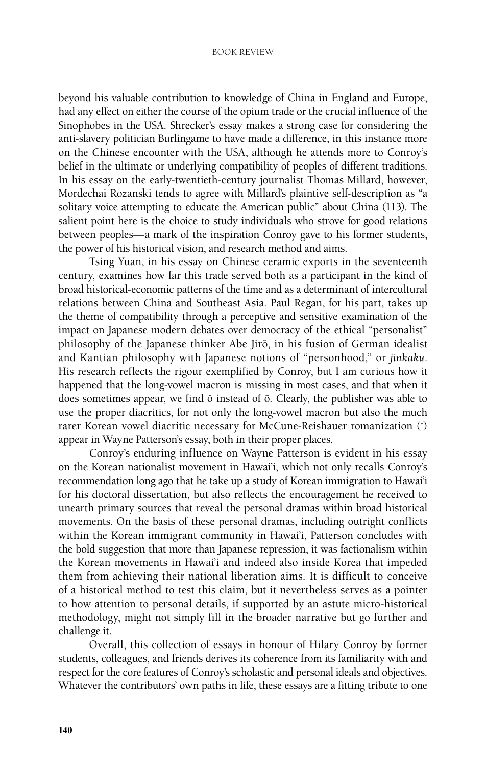beyond his valuable contribution to knowledge of China in England and Europe, had any effect on either the course of the opium trade or the crucial influence of the Sinophobes in the USA. Shrecker's essay makes a strong case for considering the anti-slavery politician Burlingame to have made a difference, in this instance more on the Chinese encounter with the USA, although he attends more to Conroy's belief in the ultimate or underlying compatibility of peoples of different traditions. In his essay on the early-twentieth-century journalist Thomas Millard, however, Mordechai Rozanski tends to agree with Millard's plaintive self-description as "a solitary voice attempting to educate the American public" about China (113). The salient point here is the choice to study individuals who strove for good relations between peoples—a mark of the inspiration Conroy gave to his former students, the power of his historical vision, and research method and aims.

Tsing Yuan, in his essay on Chinese ceramic exports in the seventeenth century, examines how far this trade served both as a participant in the kind of broad historical-economic patterns of the time and as a determinant of intercultural relations between China and Southeast Asia. Paul Regan, for his part, takes up the theme of compatibility through a perceptive and sensitive examination of the impact on Japanese modern debates over democracy of the ethical "personalist" philosophy of the Japanese thinker Abe Jirō, in his fusion of German idealist and Kantian philosophy with Japanese notions of "personhood," or *jinkaku*. His research reflects the rigour exemplified by Conroy, but I am curious how it happened that the long-vowel macron is missing in most cases, and that when it does sometimes appear, we find ô instead of ō. Clearly, the publisher was able to use the proper diacritics, for not only the long-vowel macron but also the much rarer Korean vowel diacritic necessary for McCune-Reishauer romanization (˘) appear in Wayne Patterson's essay, both in their proper places.

Conroy's enduring influence on Wayne Patterson is evident in his essay on the Korean nationalist movement in Hawai'i, which not only recalls Conroy's recommendation long ago that he take up a study of Korean immigration to Hawai'i for his doctoral dissertation, but also reflects the encouragement he received to unearth primary sources that reveal the personal dramas within broad historical movements. On the basis of these personal dramas, including outright conflicts within the Korean immigrant community in Hawai'i, Patterson concludes with the bold suggestion that more than Japanese repression, it was factionalism within the Korean movements in Hawai'i and indeed also inside Korea that impeded them from achieving their national liberation aims. It is difficult to conceive of a historical method to test this claim, but it nevertheless serves as a pointer to how attention to personal details, if supported by an astute micro-historical methodology, might not simply fill in the broader narrative but go further and challenge it.

Overall, this collection of essays in honour of Hilary Conroy by former students, colleagues, and friends derives its coherence from its familiarity with and respect for the core features of Conroy's scholastic and personal ideals and objectives. Whatever the contributors' own paths in life, these essays are a fitting tribute to one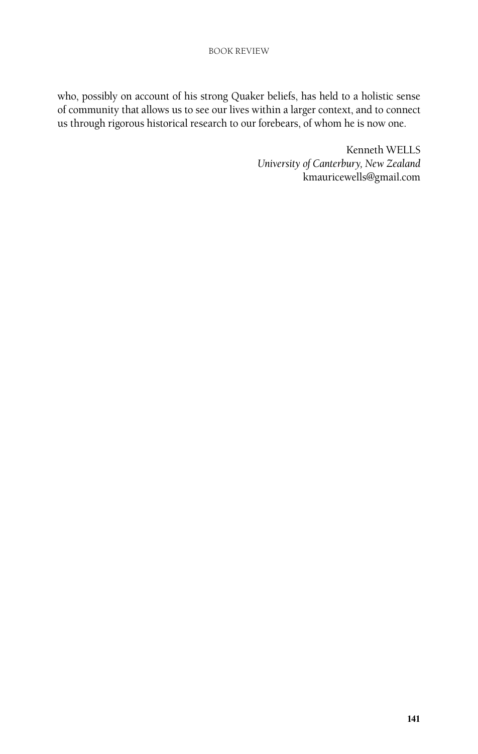who, possibly on account of his strong Quaker beliefs, has held to a holistic sense of community that allows us to see our lives within a larger context, and to connect us through rigorous historical research to our forebears, of whom he is now one.

Kenneth WELLS  
*University of Canterbury, New Zealand*  
kmauricewells@gmail.com